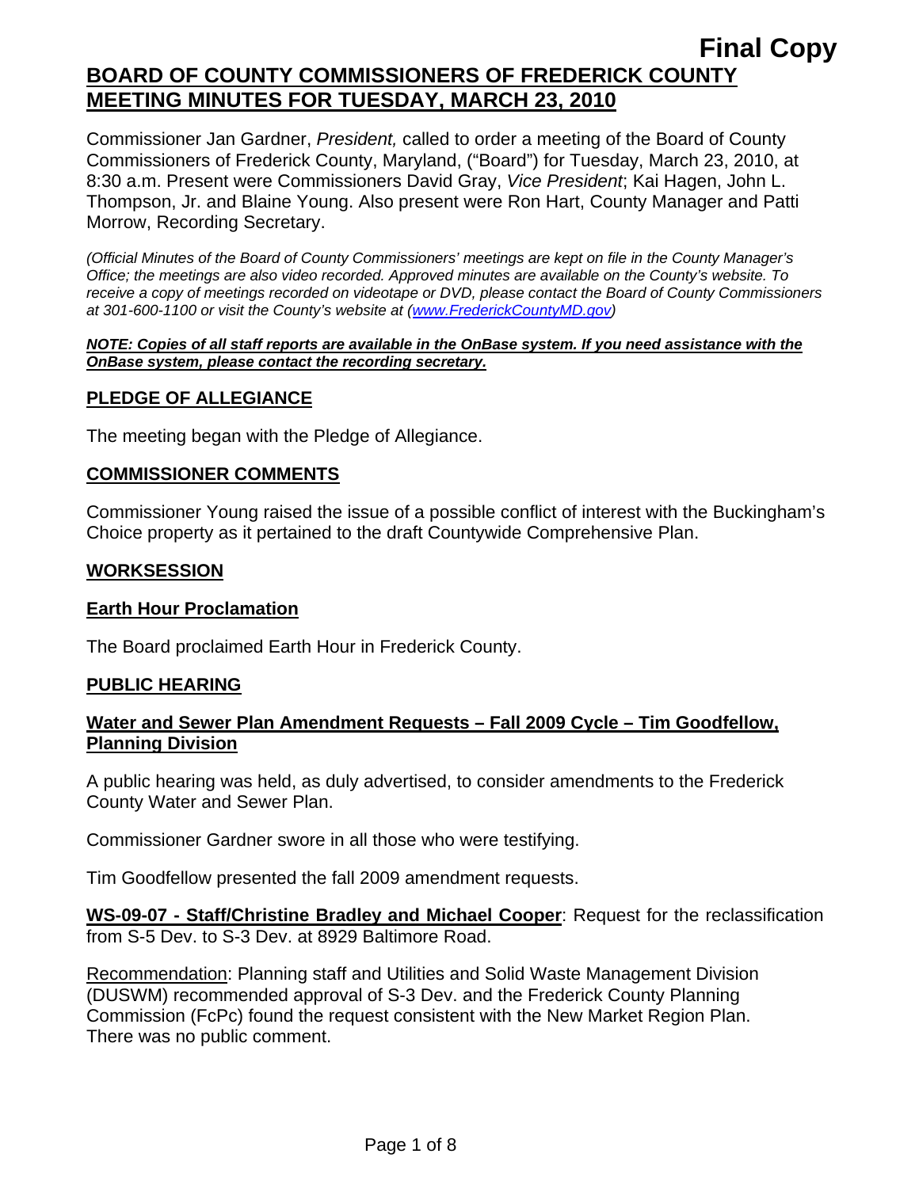**Final Copy**

# BOARD OF COUNTY COMMISSIONERS OF FREDERICK COUNTY MEETING MINUTES FOR TUESDAY, MARCH 23, 2010

Commissioner Jan Gardner, *President,* called to order a meeting of the Board of County Commissioners of Frederick County, Maryland, ("Board") for Tuesday, March 23, 2010, at 8:30 a.m. Present were Commissioners David Gray, *Vice President*; Kai Hagen, John L. Thompson, Jr. and Blaine Young. Also present were Ron Hart, County Manager and Patti Morrow, Recording Secretary.

*(Official Minutes of the Board of County Commissioners' meetings are kept on file in the County Manager's Office; the meetings are also video recorded. Approved minutes are available on the County's website. To receive a copy of meetings recorded on videotape or DVD, please contact the Board of County Commissioners at 301-600-1100 or visit the County's website at (www.FrederickCountyMD.gov)*

***NOTE: Copies of all staff reports are available in the OnBase system. If you need assistance with the OnBase system, please contact the recording secretary.***

## PLEDGE OF ALLEGIANCE

The meeting began with the Pledge of Allegiance.

## COMMISSIONER COMMENTS

Commissioner Young raised the issue of a possible conflict of interest with the Buckingham's Choice property as it pertained to the draft Countywide Comprehensive Plan.

## WORKSESSION

### Earth Hour Proclamation

The Board proclaimed Earth Hour in Frederick County.

## PUBLIC HEARING

### Water and Sewer Plan Amendment Requests – Fall 2009 Cycle – Tim Goodfellow, Planning Division

A public hearing was held, as duly advertised, to consider amendments to the Frederick County Water and Sewer Plan.

Commissioner Gardner swore in all those who were testifying.

Tim Goodfellow presented the fall 2009 amendment requests.

**WS-09-07 - Staff/Christine Bradley and Michael Cooper**: Request for the reclassification from S-5 Dev. to S-3 Dev. at 8929 Baltimore Road.

Recommendation: Planning staff and Utilities and Solid Waste Management Division (DUSWM) recommended approval of S-3 Dev. and the Frederick County Planning Commission (FcPc) found the request consistent with the New Market Region Plan. There was no public comment.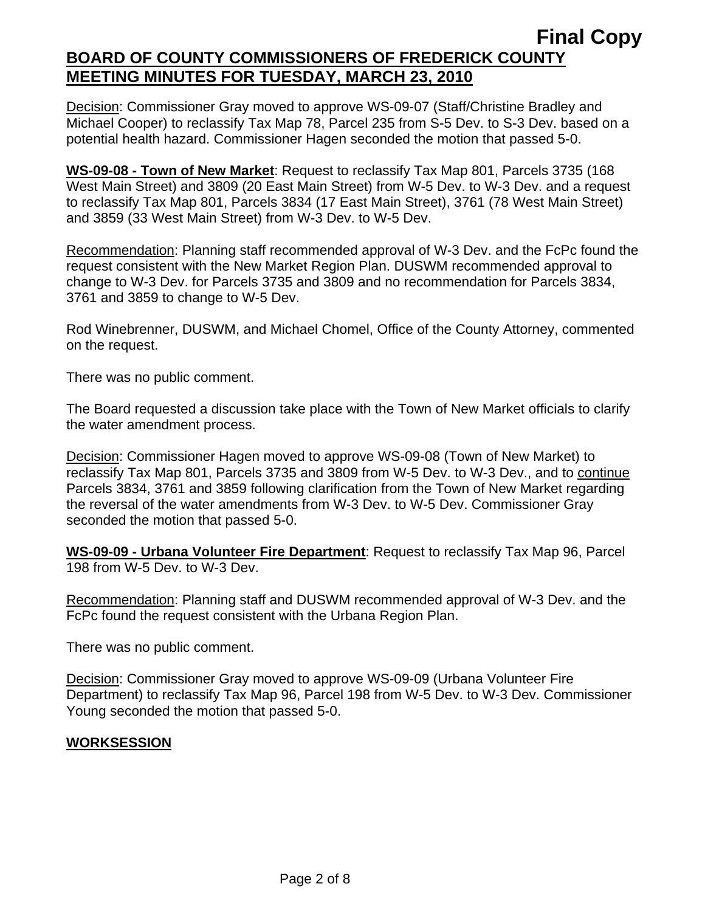Decision: Commissioner Gray moved to approve WS-09-07 (Staff/Christine Bradley and Michael Cooper) to reclassify Tax Map 78, Parcel 235 from S-5 Dev. to S-3 Dev. based on a potential health hazard. Commissioner Hagen seconded the motion that passed 5-0.

**WS-09-08 - Town of New Market**: Request to reclassify Tax Map 801, Parcels 3735 (168 West Main Street) and 3809 (20 East Main Street) from W-5 Dev. to W-3 Dev. and a request to reclassify Tax Map 801, Parcels 3834 (17 East Main Street), 3761 (78 West Main Street) and 3859 (33 West Main Street) from W-3 Dev. to W-5 Dev.

Recommendation: Planning staff recommended approval of W-3 Dev. and the FcPc found the request consistent with the New Market Region Plan. DUSWM recommended approval to change to W-3 Dev. for Parcels 3735 and 3809 and no recommendation for Parcels 3834, 3761 and 3859 to change to W-5 Dev.

Rod Winebrenner, DUSWM, and Michael Chomel, Office of the County Attorney, commented on the request.

There was no public comment.

The Board requested a discussion take place with the Town of New Market officials to clarify the water amendment process.

Decision: Commissioner Hagen moved to approve WS-09-08 (Town of New Market) to reclassify Tax Map 801, Parcels 3735 and 3809 from W-5 Dev. to W-3 Dev., and to continue Parcels 3834, 3761 and 3859 following clarification from the Town of New Market regarding the reversal of the water amendments from W-3 Dev. to W-5 Dev. Commissioner Gray seconded the motion that passed 5-0.

**WS-09-09 - Urbana Volunteer Fire Department**: Request to reclassify Tax Map 96, Parcel 198 from W-5 Dev. to W-3 Dev.

Recommendation: Planning staff and DUSWM recommended approval of W-3 Dev. and the FcPc found the request consistent with the Urbana Region Plan.

There was no public comment.

Decision: Commissioner Gray moved to approve WS-09-09 (Urbana Volunteer Fire Department) to reclassify Tax Map 96, Parcel 198 from W-5 Dev. to W-3 Dev. Commissioner Young seconded the motion that passed 5-0.

## WORKSESSION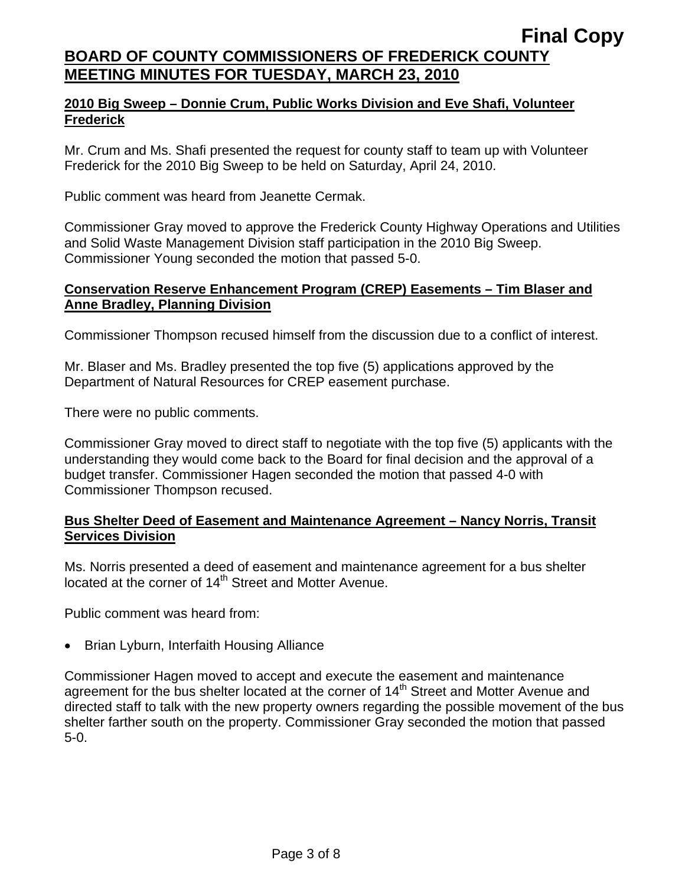### 2010 Big Sweep – Donnie Crum, Public Works Division and Eve Shafi, Volunteer Frederick

Mr. Crum and Ms. Shafi presented the request for county staff to team up with Volunteer Frederick for the 2010 Big Sweep to be held on Saturday, April 24, 2010.

Public comment was heard from Jeanette Cermak.

Commissioner Gray moved to approve the Frederick County Highway Operations and Utilities and Solid Waste Management Division staff participation in the 2010 Big Sweep. Commissioner Young seconded the motion that passed 5-0.

### Conservation Reserve Enhancement Program (CREP) Easements – Tim Blaser and Anne Bradley, Planning Division

Commissioner Thompson recused himself from the discussion due to a conflict of interest.

Mr. Blaser and Ms. Bradley presented the top five (5) applications approved by the Department of Natural Resources for CREP easement purchase.

There were no public comments.

Commissioner Gray moved to direct staff to negotiate with the top five (5) applicants with the understanding they would come back to the Board for final decision and the approval of a budget transfer. Commissioner Hagen seconded the motion that passed 4-0 with Commissioner Thompson recused.

### Bus Shelter Deed of Easement and Maintenance Agreement – Nancy Norris, Transit Services Division

Ms. Norris presented a deed of easement and maintenance agreement for a bus shelter located at the corner of 14th Street and Motter Avenue.

Public comment was heard from:

- Brian Lyburn, Interfaith Housing Alliance

Commissioner Hagen moved to accept and execute the easement and maintenance agreement for the bus shelter located at the corner of 14th Street and Motter Avenue and directed staff to talk with the new property owners regarding the possible movement of the bus shelter farther south on the property. Commissioner Gray seconded the motion that passed 5-0.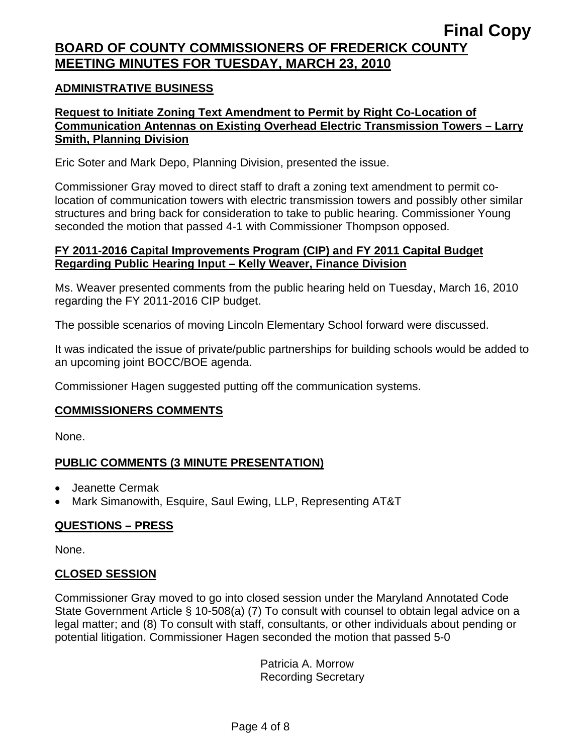**Final Copy**

**BOARD OF COUNTY COMMISSIONERS OF FREDERICK COUNTY**
**MEETING MINUTES FOR TUESDAY, MARCH 23, 2010**

## ADMINISTRATIVE BUSINESS

### Request to Initiate Zoning Text Amendment to Permit by Right Co-Location of Communication Antennas on Existing Overhead Electric Transmission Towers – Larry Smith, Planning Division

Eric Soter and Mark Depo, Planning Division, presented the issue.

Commissioner Gray moved to direct staff to draft a zoning text amendment to permit co-location of communication towers with electric transmission towers and possibly other similar structures and bring back for consideration to take to public hearing. Commissioner Young seconded the motion that passed 4-1 with Commissioner Thompson opposed.

### FY 2011-2016 Capital Improvements Program (CIP) and FY 2011 Capital Budget Regarding Public Hearing Input – Kelly Weaver, Finance Division

Ms. Weaver presented comments from the public hearing held on Tuesday, March 16, 2010 regarding the FY 2011-2016 CIP budget.

The possible scenarios of moving Lincoln Elementary School forward were discussed.

It was indicated the issue of private/public partnerships for building schools would be added to an upcoming joint BOCC/BOE agenda.

Commissioner Hagen suggested putting off the communication systems.

## COMMISSIONERS COMMENTS

None.

## PUBLIC COMMENTS (3 MINUTE PRESENTATION)

- Jeanette Cermak
- Mark Simanowith, Esquire, Saul Ewing, LLP, Representing AT&T

## QUESTIONS – PRESS

None.

## CLOSED SESSION

Commissioner Gray moved to go into closed session under the Maryland Annotated Code State Government Article § 10-508(a) (7) To consult with counsel to obtain legal advice on a legal matter; and (8) To consult with staff, consultants, or other individuals about pending or potential litigation. Commissioner Hagen seconded the motion that passed 5-0

Patricia A. Morrow
Recording Secretary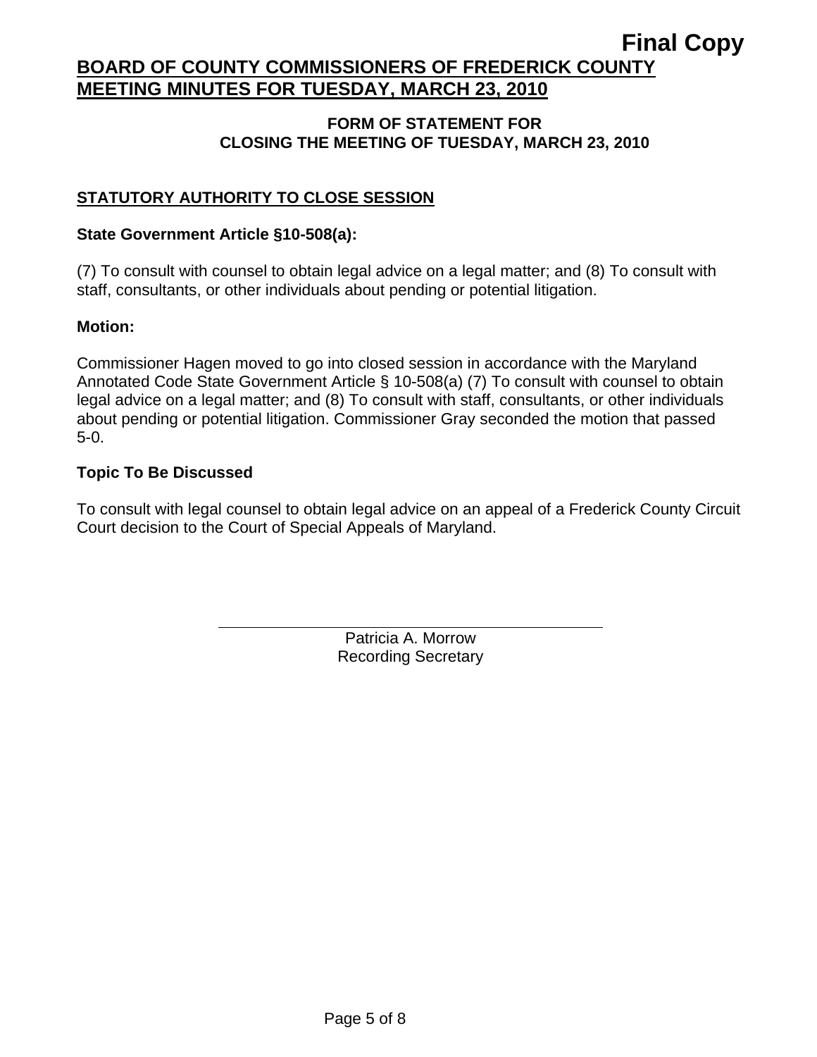**Final Copy**

# BOARD OF COUNTY COMMISSIONERS OF FREDERICK COUNTY MEETING MINUTES FOR TUESDAY, MARCH 23, 2010

## FORM OF STATEMENT FOR CLOSING THE MEETING OF TUESDAY, MARCH 23, 2010

### STATUTORY AUTHORITY TO CLOSE SESSION

**State Government Article §10-508(a):**

(7) To consult with counsel to obtain legal advice on a legal matter; and (8) To consult with staff, consultants, or other individuals about pending or potential litigation.

**Motion:**

Commissioner Hagen moved to go into closed session in accordance with the Maryland Annotated Code State Government Article § 10-508(a) (7) To consult with counsel to obtain legal advice on a legal matter; and (8) To consult with staff, consultants, or other individuals about pending or potential litigation. Commissioner Gray seconded the motion that passed 5-0.

**Topic To Be Discussed**

To consult with legal counsel to obtain legal advice on an appeal of a Frederick County Circuit Court decision to the Court of Special Appeals of Maryland.

Patricia A. Morrow
Recording Secretary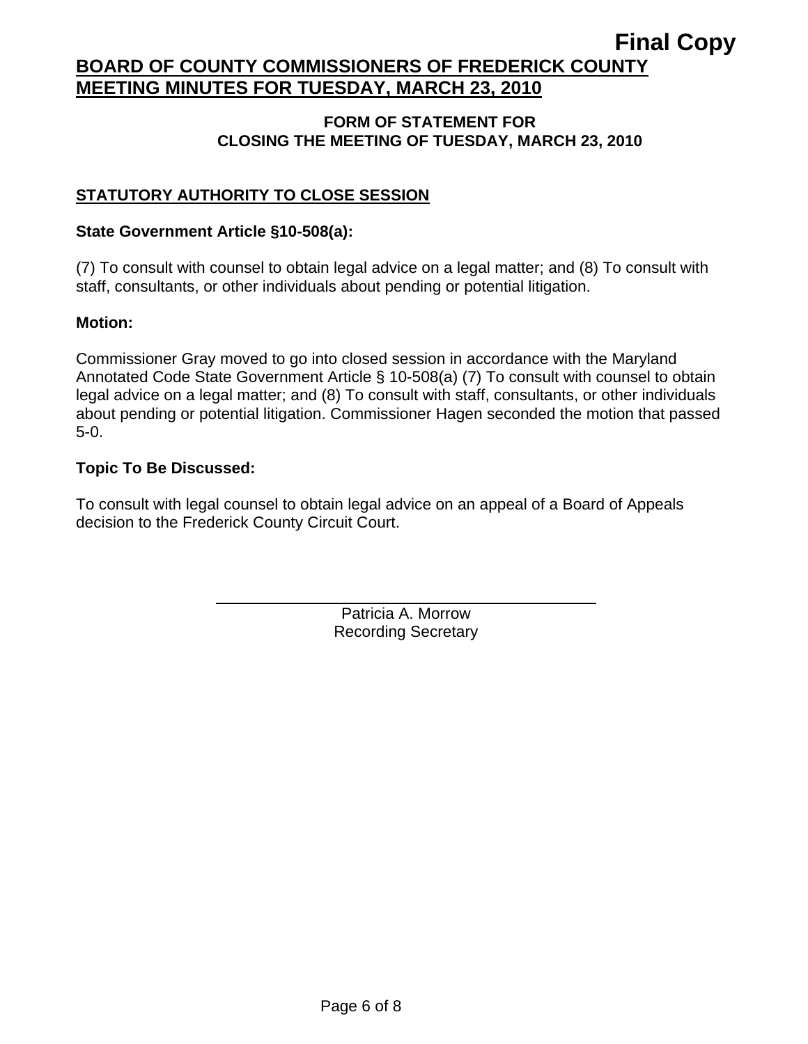# FORM OF STATEMENT FOR CLOSING THE MEETING OF TUESDAY, MARCH 23, 2010

## STATUTORY AUTHORITY TO CLOSE SESSION

**State Government Article §10-508(a):**

(7) To consult with counsel to obtain legal advice on a legal matter; and (8) To consult with staff, consultants, or other individuals about pending or potential litigation.

**Motion:**

Commissioner Gray moved to go into closed session in accordance with the Maryland Annotated Code State Government Article § 10-508(a) (7) To consult with counsel to obtain legal advice on a legal matter; and (8) To consult with staff, consultants, or other individuals about pending or potential litigation. Commissioner Hagen seconded the motion that passed 5-0.

**Topic To Be Discussed:**

To consult with legal counsel to obtain legal advice on an appeal of a Board of Appeals decision to the Frederick County Circuit Court.

Patricia A. Morrow
Recording Secretary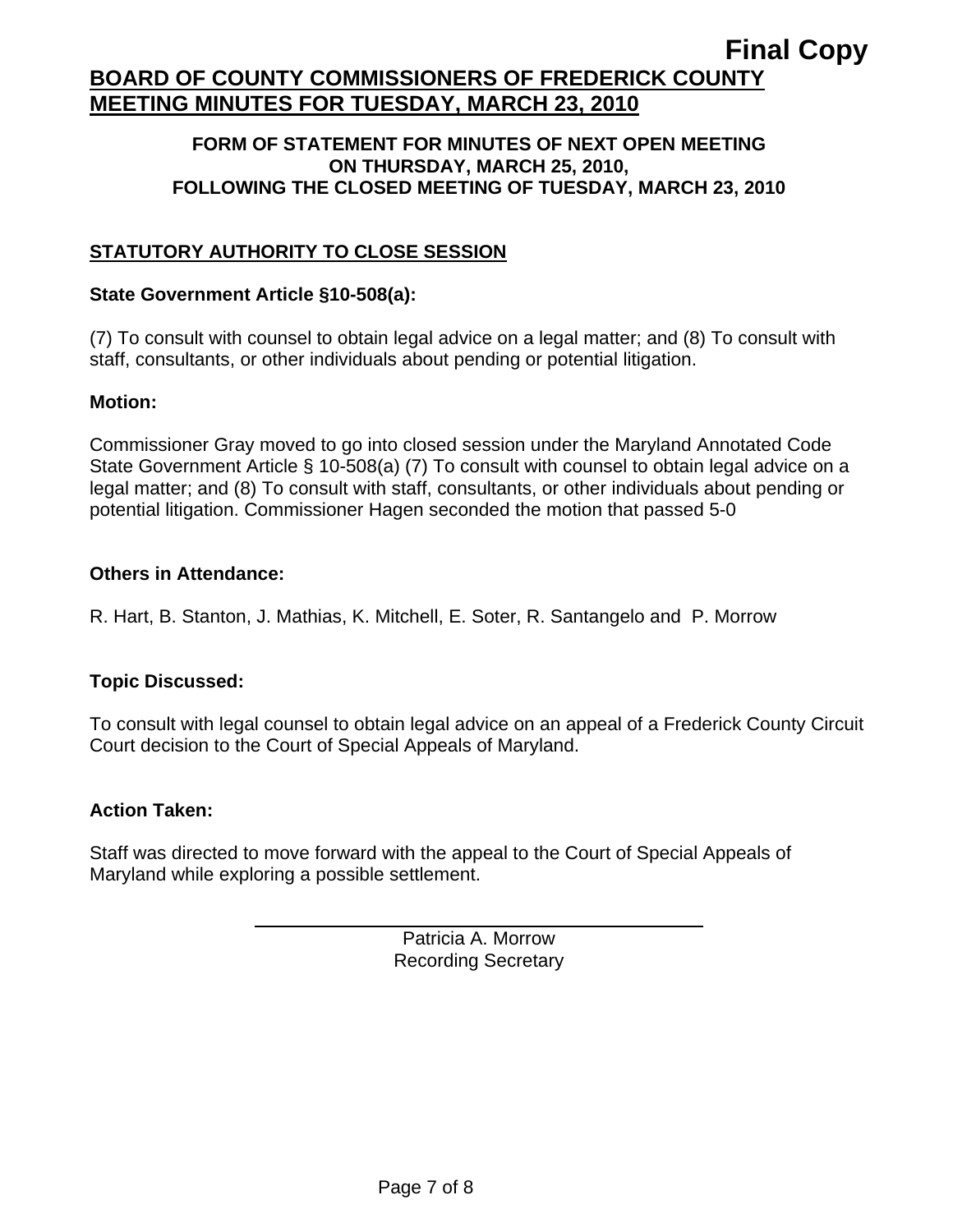**Final Copy**

# BOARD OF COUNTY COMMISSIONERS OF FREDERICK COUNTY MEETING MINUTES FOR TUESDAY, MARCH 23, 2010

### FORM OF STATEMENT FOR MINUTES OF NEXT OPEN MEETING ON THURSDAY, MARCH 25, 2010, FOLLOWING THE CLOSED MEETING OF TUESDAY, MARCH 23, 2010

## STATUTORY AUTHORITY TO CLOSE SESSION

**State Government Article §10-508(a):**

(7) To consult with counsel to obtain legal advice on a legal matter; and (8) To consult with staff, consultants, or other individuals about pending or potential litigation.

**Motion:**

Commissioner Gray moved to go into closed session under the Maryland Annotated Code State Government Article § 10-508(a) (7) To consult with counsel to obtain legal advice on a legal matter; and (8) To consult with staff, consultants, or other individuals about pending or potential litigation. Commissioner Hagen seconded the motion that passed 5-0

**Others in Attendance:**

R. Hart, B. Stanton, J. Mathias, K. Mitchell, E. Soter, R. Santangelo and P. Morrow

**Topic Discussed:**

To consult with legal counsel to obtain legal advice on an appeal of a Frederick County Circuit Court decision to the Court of Special Appeals of Maryland.

**Action Taken:**

Staff was directed to move forward with the appeal to the Court of Special Appeals of Maryland while exploring a possible settlement.

Patricia A. Morrow
Recording Secretary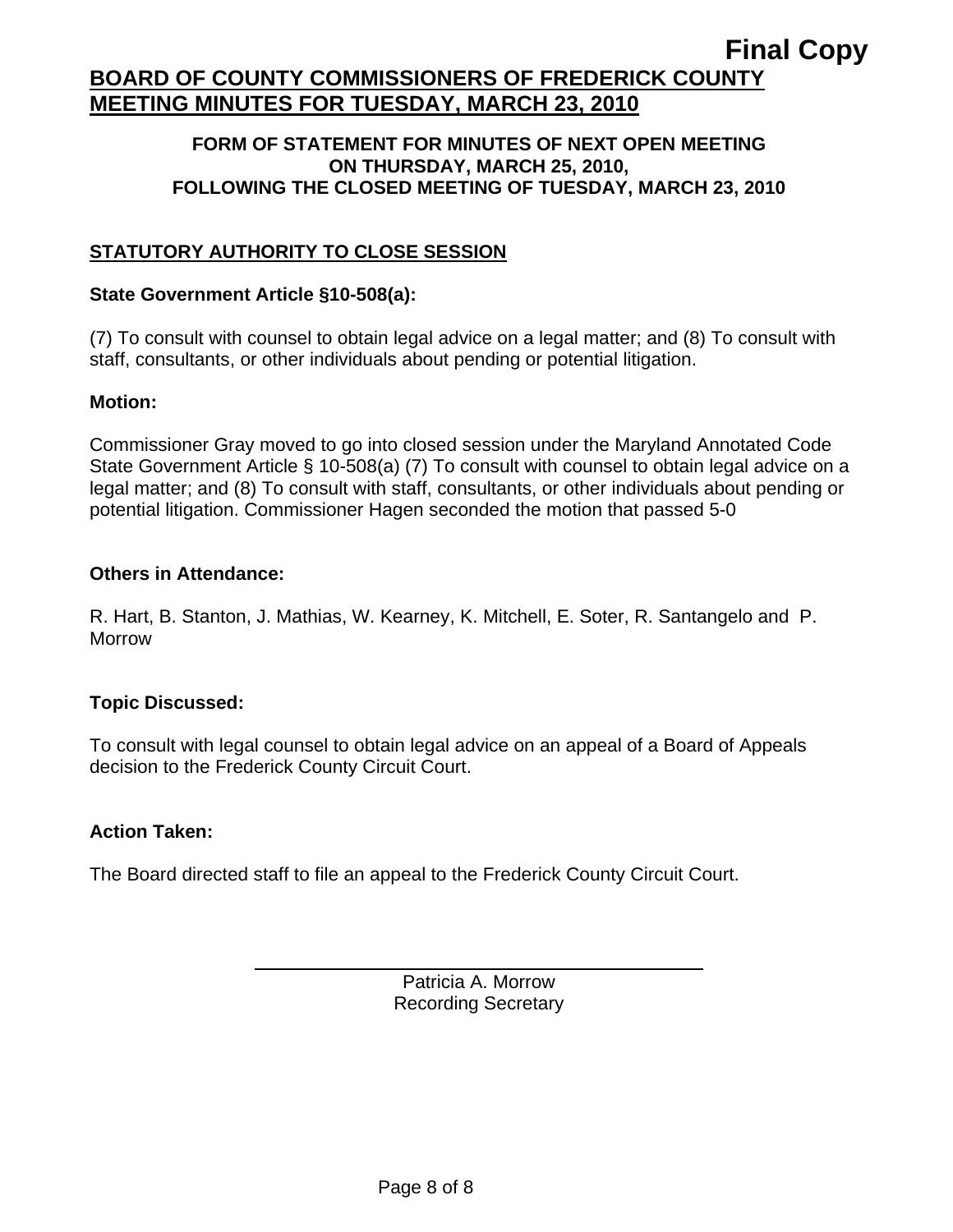**Final Copy**

# BOARD OF COUNTY COMMISSIONERS OF FREDERICK COUNTY MEETING MINUTES FOR TUESDAY, MARCH 23, 2010

### FORM OF STATEMENT FOR MINUTES OF NEXT OPEN MEETING ON THURSDAY, MARCH 25, 2010, FOLLOWING THE CLOSED MEETING OF TUESDAY, MARCH 23, 2010

## STATUTORY AUTHORITY TO CLOSE SESSION

**State Government Article §10-508(a):**

(7) To consult with counsel to obtain legal advice on a legal matter; and (8) To consult with staff, consultants, or other individuals about pending or potential litigation.

**Motion:**

Commissioner Gray moved to go into closed session under the Maryland Annotated Code State Government Article § 10-508(a) (7) To consult with counsel to obtain legal advice on a legal matter; and (8) To consult with staff, consultants, or other individuals about pending or potential litigation. Commissioner Hagen seconded the motion that passed 5-0

**Others in Attendance:**

R. Hart, B. Stanton, J. Mathias, W. Kearney, K. Mitchell, E. Soter, R. Santangelo and P. Morrow

**Topic Discussed:**

To consult with legal counsel to obtain legal advice on an appeal of a Board of Appeals decision to the Frederick County Circuit Court.

**Action Taken:**

The Board directed staff to file an appeal to the Frederick County Circuit Court.

Patricia A. Morrow
Recording Secretary